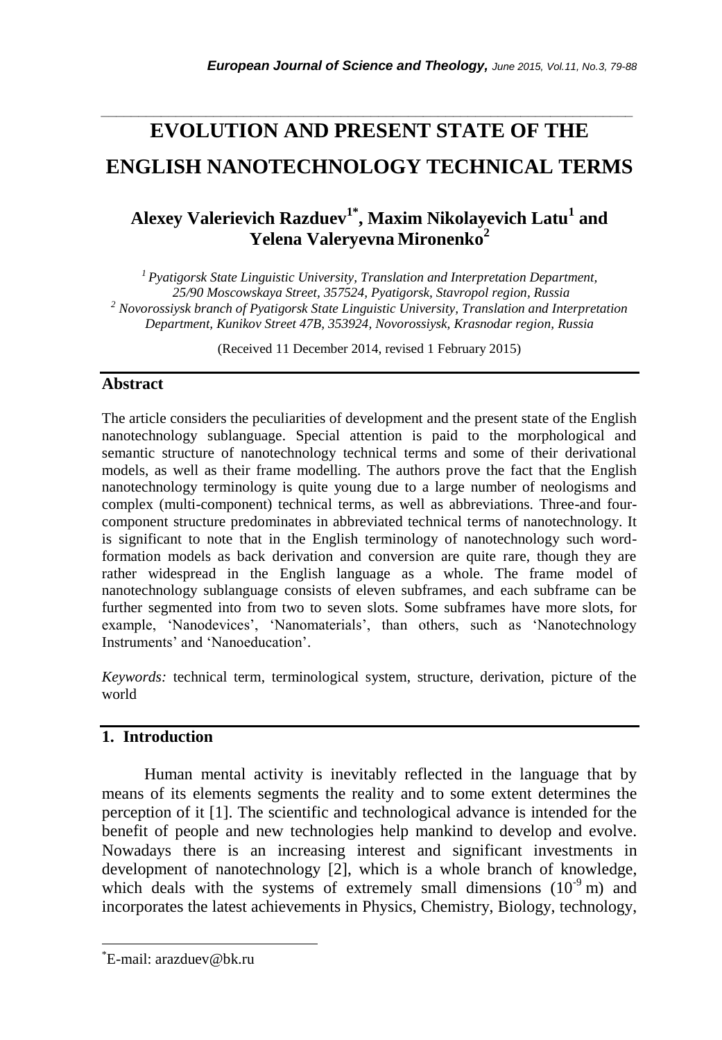# EVOLUTION AND PRESENT STATE OF THE ENGLISH NANOTECHNOLOGY TECHNICAL TERMS

## Alexey Valerievich Razduev[1*], Maxim Nikolayevich Latu[1] and Yelena Valeryevna Mironenko[2]

*[1] Pyatigorsk State Linguistic University, Translation and Interpretation Department, 25/90 Moscowskaya Street, 357524, Pyatigorsk, Stavropol region, Russia*
*[2] Novorossiysk branch of Pyatigorsk State Linguistic University, Translation and Interpretation Department, Kunikov Street 47B, 353924, Novorossiysk, Krasnodar region, Russia*

(Received 11 December 2014, revised 1 February 2015)

## Abstract

The article considers the peculiarities of development and the present state of the English nanotechnology sublanguage. Special attention is paid to the morphological and semantic structure of nanotechnology technical terms and some of their derivational models, as well as their frame modelling. The authors prove the fact that the English nanotechnology terminology is quite young due to a large number of neologisms and complex (multi-component) technical terms, as well as abbreviations. Three-and four-component structure predominates in abbreviated technical terms of nanotechnology. It is significant to note that in the English terminology of nanotechnology such word-formation models as back derivation and conversion are quite rare, though they are rather widespread in the English language as a whole. The frame model of nanotechnology sublanguage consists of eleven subframes, and each subframe can be further segmented into from two to seven slots. Some subframes have more slots, for example, 'Nanodevices', 'Nanomaterials', than others, such as 'Nanotechnology Instruments' and 'Nanoeducation'.

*Keywords:* technical term, terminological system, structure, derivation, picture of the world

## 1. Introduction

Human mental activity is inevitably reflected in the language that by means of its elements segments the reality and to some extent determines the perception of it [1]. The scientific and technological advance is intended for the benefit of people and new technologies help mankind to develop and evolve. Nowadays there is an increasing interest and significant investments in development of nanotechnology [2], which is a whole branch of knowledge, which deals with the systems of extremely small dimensions ($10^{-9}$ m) and incorporates the latest achievements in Physics, Chemistry, Biology, technology,

---

*E-mail: arazduev@bk.ru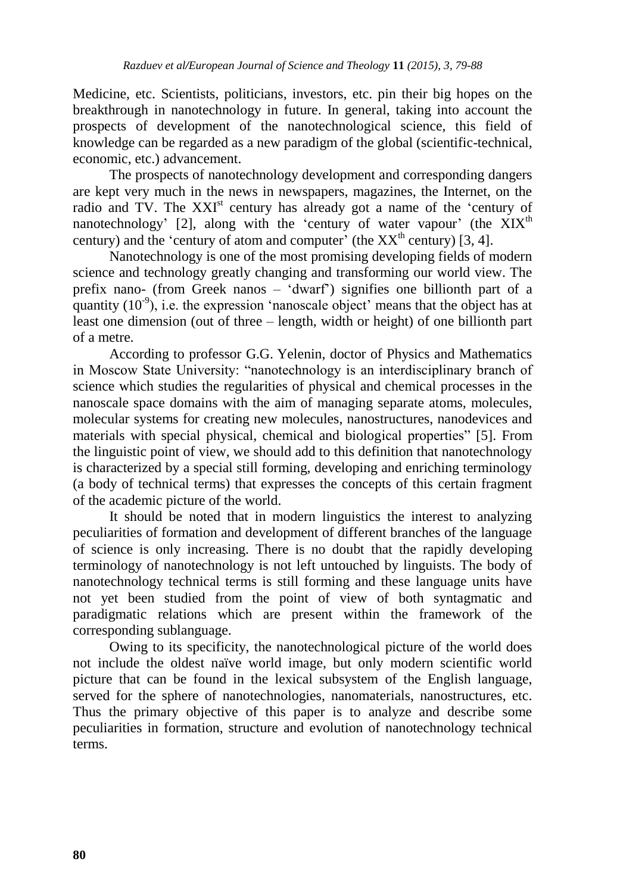Medicine, etc. Scientists, politicians, investors, etc. pin their big hopes on the breakthrough in nanotechnology in future. In general, taking into account the prospects of development of the nanotechnological science, this field of knowledge can be regarded as a new paradigm of the global (scientific-technical, economic, etc.) advancement.

The prospects of nanotechnology development and corresponding dangers are kept very much in the news in newspapers, magazines, the Internet, on the radio and TV. The XXI$^{st}$ century has already got a name of the 'century of nanotechnology' [2], along with the 'century of water vapour' (the XIX$^{th}$ century) and the 'century of atom and computer' (the XX$^{th}$ century) [3, 4].

Nanotechnology is one of the most promising developing fields of modern science and technology greatly changing and transforming our world view. The prefix nano- (from Greek nanos – 'dwarf') signifies one billionth part of a quantity ($10^{-9}$), i.e. the expression 'nanoscale object' means that the object has at least one dimension (out of three – length, width or height) of one billionth part of a metre.

According to professor G.G. Yelenin, doctor of Physics and Mathematics in Moscow State University: "nanotechnology is an interdisciplinary branch of science which studies the regularities of physical and chemical processes in the nanoscale space domains with the aim of managing separate atoms, molecules, molecular systems for creating new molecules, nanostructures, nanodevices and materials with special physical, chemical and biological properties" [5]. From the linguistic point of view, we should add to this definition that nanotechnology is characterized by a special still forming, developing and enriching terminology (a body of technical terms) that expresses the concepts of this certain fragment of the academic picture of the world.

It should be noted that in modern linguistics the interest to analyzing peculiarities of formation and development of different branches of the language of science is only increasing. There is no doubt that the rapidly developing terminology of nanotechnology is not left untouched by linguists. The body of nanotechnology technical terms is still forming and these language units have not yet been studied from the point of view of both syntagmatic and paradigmatic relations which are present within the framework of the corresponding sublanguage.

Owing to its specificity, the nanotechnological picture of the world does not include the oldest naïve world image, but only modern scientific world picture that can be found in the lexical subsystem of the English language, served for the sphere of nanotechnologies, nanomaterials, nanostructures, etc. Thus the primary objective of this paper is to analyze and describe some peculiarities in formation, structure and evolution of nanotechnology technical terms.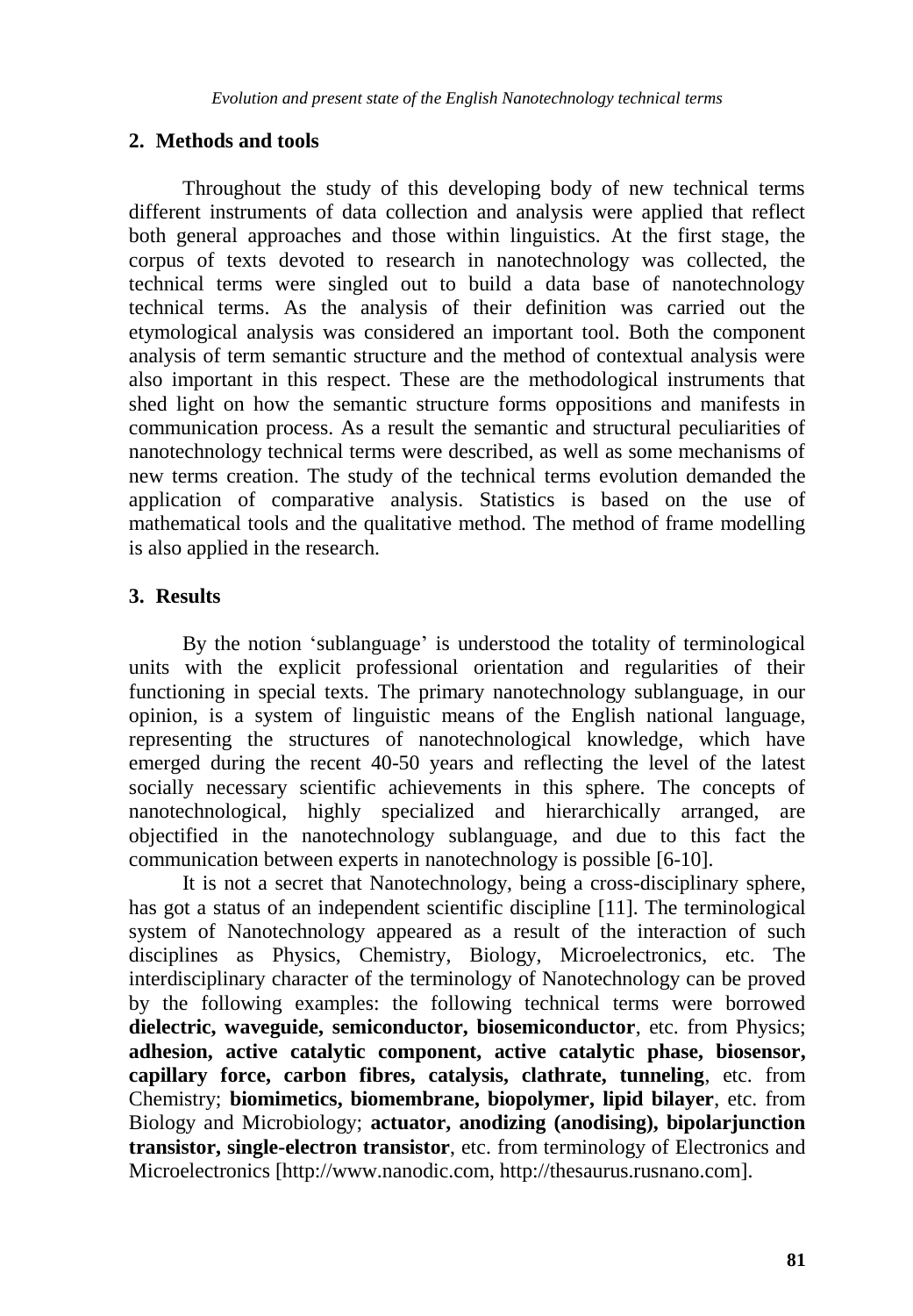## 2. Methods and tools

Throughout the study of this developing body of new technical terms different instruments of data collection and analysis were applied that reflect both general approaches and those within linguistics. At the first stage, the corpus of texts devoted to research in nanotechnology was collected, the technical terms were singled out to build a data base of nanotechnology technical terms. As the analysis of their definition was carried out the etymological analysis was considered an important tool. Both the component analysis of term semantic structure and the method of contextual analysis were also important in this respect. These are the methodological instruments that shed light on how the semantic structure forms oppositions and manifests in communication process. As a result the semantic and structural peculiarities of nanotechnology technical terms were described, as well as some mechanisms of new terms creation. The study of the technical terms evolution demanded the application of comparative analysis. Statistics is based on the use of mathematical tools and the qualitative method. The method of frame modelling is also applied in the research.

## 3. Results

By the notion 'sublanguage' is understood the totality of terminological units with the explicit professional orientation and regularities of their functioning in special texts. The primary nanotechnology sublanguage, in our opinion, is a system of linguistic means of the English national language, representing the structures of nanotechnological knowledge, which have emerged during the recent 40-50 years and reflecting the level of the latest socially necessary scientific achievements in this sphere. The concepts of nanotechnological, highly specialized and hierarchically arranged, are objectified in the nanotechnology sublanguage, and due to this fact the communication between experts in nanotechnology is possible [6-10].

It is not a secret that Nanotechnology, being a cross-disciplinary sphere, has got a status of an independent scientific discipline [11]. The terminological system of Nanotechnology appeared as a result of the interaction of such disciplines as Physics, Chemistry, Biology, Microelectronics, etc. The interdisciplinary character of the terminology of Nanotechnology can be proved by the following examples: the following technical terms were borrowed **dielectric, waveguide, semiconductor, biosemiconductor**, etc. from Physics; **adhesion, active catalytic component, active catalytic phase, biosensor, capillary force, carbon fibres, catalysis, clathrate, tunneling**, etc. from Chemistry; **biomimetics, biomembrane, biopolymer, lipid bilayer**, etc. from Biology and Microbiology; **actuator, anodizing (anodising), bipolarjunction transistor, single-electron transistor**, etc. from terminology of Electronics and Microelectronics [http://www.nanodic.com, http://thesaurus.rusnano.com].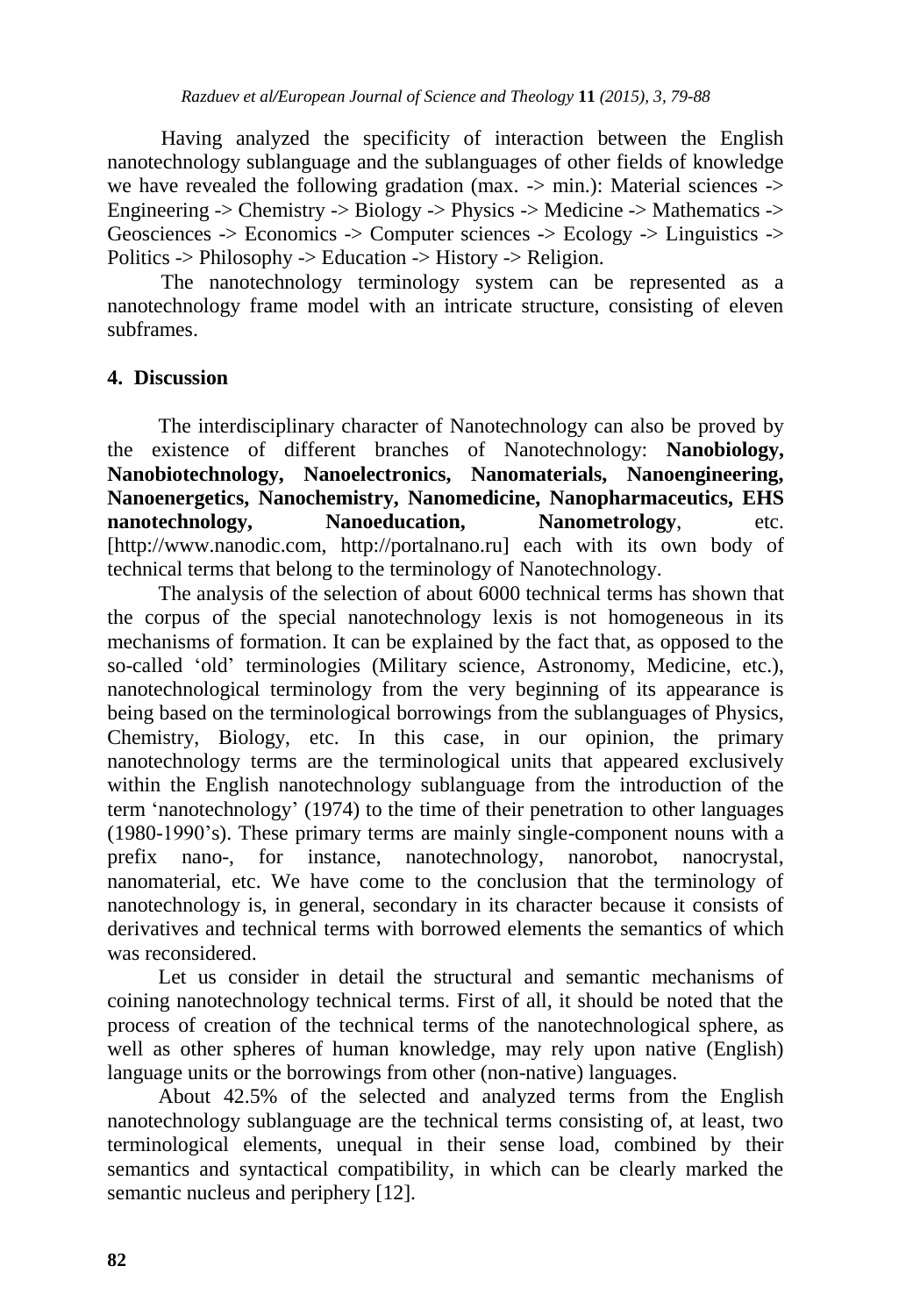Having analyzed the specificity of interaction between the English nanotechnology sublanguage and the sublanguages of other fields of knowledge we have revealed the following gradation (max. -> min.): Material sciences -> Engineering -> Chemistry -> Biology -> Physics -> Medicine -> Mathematics -> Geosciences -> Economics -> Computer sciences -> Ecology -> Linguistics -> Politics -> Philosophy -> Education -> History -> Religion.

The nanotechnology terminology system can be represented as a nanotechnology frame model with an intricate structure, consisting of eleven subframes.

## 4. Discussion

The interdisciplinary character of Nanotechnology can also be proved by the existence of different branches of Nanotechnology: **Nanobiology, Nanobiotechnology, Nanoelectronics, Nanomaterials, Nanoengineering, Nanoenergetics, Nanochemistry, Nanomedicine, Nanopharmaceutics, EHS nanotechnology, Nanoeducation, Nanometrology**, etc. [http://www.nanodic.com, http://portalnano.ru] each with its own body of technical terms that belong to the terminology of Nanotechnology.

The analysis of the selection of about 6000 technical terms has shown that the corpus of the special nanotechnology lexis is not homogeneous in its mechanisms of formation. It can be explained by the fact that, as opposed to the so-called 'old' terminologies (Military science, Astronomy, Medicine, etc.), nanotechnological terminology from the very beginning of its appearance is being based on the terminological borrowings from the sublanguages of Physics, Chemistry, Biology, etc. In this case, in our opinion, the primary nanotechnology terms are the terminological units that appeared exclusively within the English nanotechnology sublanguage from the introduction of the term 'nanotechnology' (1974) to the time of their penetration to other languages (1980-1990's). These primary terms are mainly single-component nouns with a prefix nano-, for instance, nanotechnology, nanorobot, nanocrystal, nanomaterial, etc. We have come to the conclusion that the terminology of nanotechnology is, in general, secondary in its character because it consists of derivatives and technical terms with borrowed elements the semantics of which was reconsidered.

Let us consider in detail the structural and semantic mechanisms of coining nanotechnology technical terms. First of all, it should be noted that the process of creation of the technical terms of the nanotechnological sphere, as well as other spheres of human knowledge, may rely upon native (English) language units or the borrowings from other (non-native) languages.

About 42.5% of the selected and analyzed terms from the English nanotechnology sublanguage are the technical terms consisting of, at least, two terminological elements, unequal in their sense load, combined by their semantics and syntactical compatibility, in which can be clearly marked the semantic nucleus and periphery [12].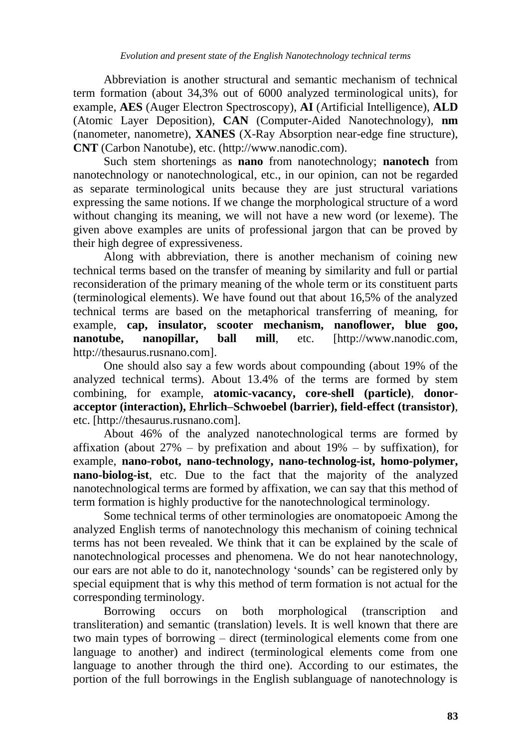Abbreviation is another structural and semantic mechanism of technical term formation (about 34,3% out of 6000 analyzed terminological units), for example, **AES** (Auger Electron Spectroscopy), **AI** (Artificial Intelligence), **ALD** (Atomic Layer Deposition), **CAN** (Computer-Aided Nanotechnology), **nm** (nanometer, nanometre), **XANES** (X-Ray Absorption near-edge fine structure), **CNT** (Carbon Nanotube), etc. (http://www.nanodic.com).

Such stem shortenings as **nano** from nanotechnology; **nanotech** from nanotechnology or nanotechnological, etc., in our opinion, can not be regarded as separate terminological units because they are just structural variations expressing the same notions. If we change the morphological structure of a word without changing its meaning, we will not have a new word (or lexeme). The given above examples are units of professional jargon that can be proved by their high degree of expressiveness.

Along with abbreviation, there is another mechanism of coining new technical terms based on the transfer of meaning by similarity and full or partial reconsideration of the primary meaning of the whole term or its constituent parts (terminological elements). We have found out that about 16,5% of the analyzed technical terms are based on the metaphorical transferring of meaning, for example, **cap, insulator, scooter mechanism, nanoflower, blue goo, nanotube, nanopillar, ball mill**, etc. [http://www.nanodic.com, http://thesaurus.rusnano.com].

One should also say a few words about compounding (about 19% of the analyzed technical terms). About 13.4% of the terms are formed by stem combining, for example, **atomic-vacancy, core-shell (particle)**, **donor-acceptor (interaction), Ehrlich–Schwoebel (barrier), field-effect (transistor)**, etc. [http://thesaurus.rusnano.com].

About 46% of the analyzed nanotechnological terms are formed by affixation (about 27% – by prefixation and about 19% – by suffixation), for example, **nano-robot, nano-technology, nano-technolog-ist, homo-polymer, nano-biolog-ist**, etc. Due to the fact that the majority of the analyzed nanotechnological terms are formed by affixation, we can say that this method of term formation is highly productive for the nanotechnological terminology.

Some technical terms of other terminologies are onomatopoeic Among the analyzed English terms of nanotechnology this mechanism of coining technical terms has not been revealed. We think that it can be explained by the scale of nanotechnological processes and phenomena. We do not hear nanotechnology, our ears are not able to do it, nanotechnology 'sounds' can be registered only by special equipment that is why this method of term formation is not actual for the corresponding terminology.

Borrowing occurs on both morphological (transcription and transliteration) and semantic (translation) levels. It is well known that there are two main types of borrowing – direct (terminological elements come from one language to another) and indirect (terminological elements come from one language to another through the third one). According to our estimates, the portion of the full borrowings in the English sublanguage of nanotechnology is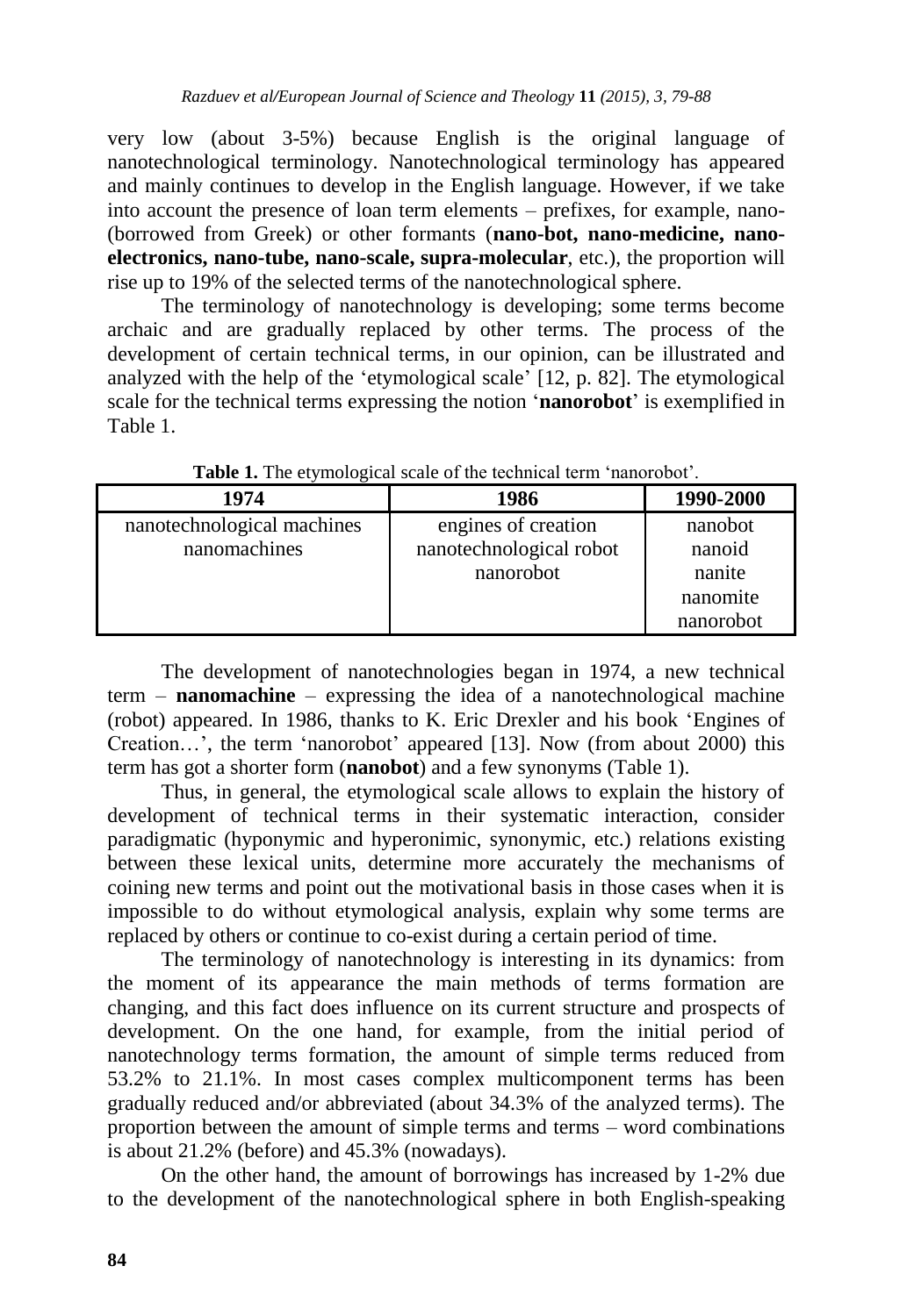very low (about 3-5%) because English is the original language of nanotechnological terminology. Nanotechnological terminology has appeared and mainly continues to develop in the English language. However, if we take into account the presence of loan term elements – prefixes, for example, nano- (borrowed from Greek) or other formants (**nano-bot, nano-medicine, nano-electronics, nano-tube, nano-scale, supra-molecular**, etc.), the proportion will rise up to 19% of the selected terms of the nanotechnological sphere.

The terminology of nanotechnology is developing; some terms become archaic and are gradually replaced by other terms. The process of the development of certain technical terms, in our opinion, can be illustrated and analyzed with the help of the 'etymological scale' [12, p. 82]. The etymological scale for the technical terms expressing the notion '**nanorobot**' is exemplified in Table 1.

**Table 1.** The etymological scale of the technical term 'nanorobot'.

| 1974 | 1986 | 1990-2000 |
|---|---|---|
| nanotechnological machines<br>nanomachines | engines of creation<br>nanotechnological robot<br>nanorobot | nanobot<br>nanoid<br>nanite<br>nanomite<br>nanorobot |

The development of nanotechnologies began in 1974, a new technical term – **nanomachine** – expressing the idea of a nanotechnological machine (robot) appeared. In 1986, thanks to K. Eric Drexler and his book 'Engines of Creation…', the term 'nanorobot' appeared [13]. Now (from about 2000) this term has got a shorter form (**nanobot**) and a few synonyms (Table 1).

Thus, in general, the etymological scale allows to explain the history of development of technical terms in their systematic interaction, consider paradigmatic (hyponymic and hyperonimic, synonymic, etc.) relations existing between these lexical units, determine more accurately the mechanisms of coining new terms and point out the motivational basis in those cases when it is impossible to do without etymological analysis, explain why some terms are replaced by others or continue to co-exist during a certain period of time.

The terminology of nanotechnology is interesting in its dynamics: from the moment of its appearance the main methods of terms formation are changing, and this fact does influence on its current structure and prospects of development. On the one hand, for example, from the initial period of nanotechnology terms formation, the amount of simple terms reduced from 53.2% to 21.1%. In most cases complex multicomponent terms has been gradually reduced and/or abbreviated (about 34.3% of the analyzed terms). The proportion between the amount of simple terms and terms – word combinations is about 21.2% (before) and 45.3% (nowadays).

On the other hand, the amount of borrowings has increased by 1-2% due to the development of the nanotechnological sphere in both English-speaking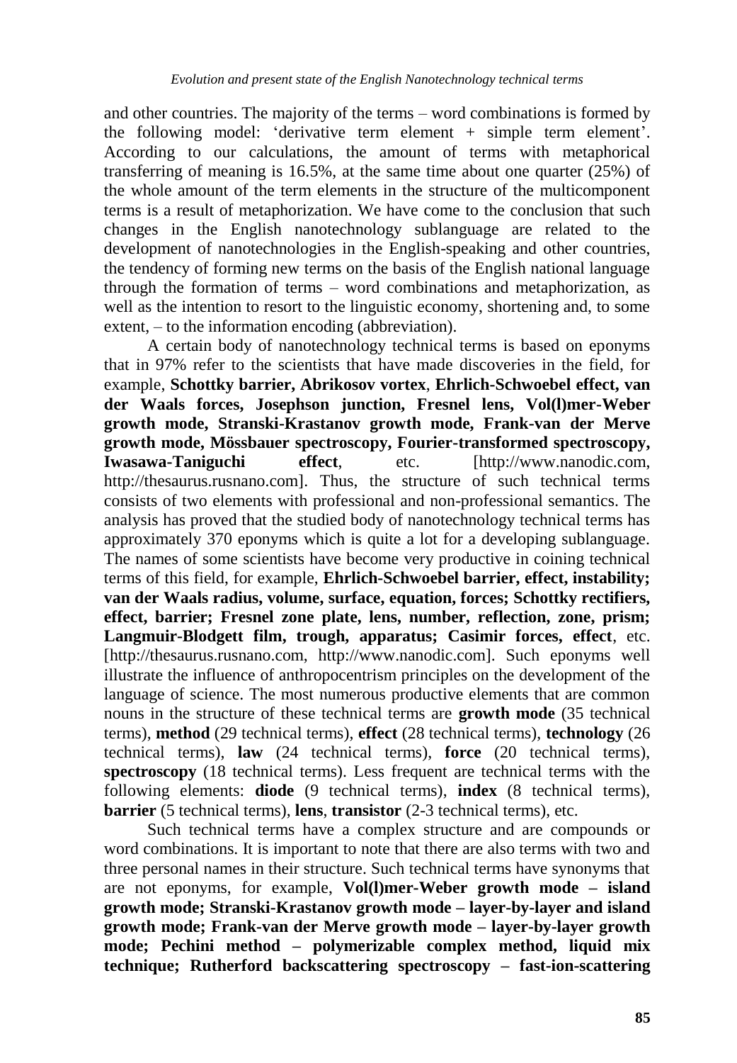and other countries. The majority of the terms – word combinations is formed by the following model: 'derivative term element + simple term element'. According to our calculations, the amount of terms with metaphorical transferring of meaning is 16.5%, at the same time about one quarter (25%) of the whole amount of the term elements in the structure of the multicomponent terms is a result of metaphorization. We have come to the conclusion that such changes in the English nanotechnology sublanguage are related to the development of nanotechnologies in the English-speaking and other countries, the tendency of forming new terms on the basis of the English national language through the formation of terms – word combinations and metaphorization, as well as the intention to resort to the linguistic economy, shortening and, to some extent, – to the information encoding (abbreviation).

A certain body of nanotechnology technical terms is based on eponyms that in 97% refer to the scientists that have made discoveries in the field, for example, **Schottky barrier, Abrikosov vortex**, **Ehrlich-Schwoebel effect, van der Waals forces, Josephson junction, Fresnel lens, Vol(l)mer-Weber growth mode, Stranski-Krastanov growth mode, Frank-van der Merve growth mode, Mössbauer spectroscopy, Fourier-transformed spectroscopy, Iwasawa-Taniguchi effect**, etc. [http://www.nanodic.com, http://thesaurus.rusnano.com]. Thus, the structure of such technical terms consists of two elements with professional and non-professional semantics. The analysis has proved that the studied body of nanotechnology technical terms has approximately 370 eponyms which is quite a lot for a developing sublanguage. The names of some scientists have become very productive in coining technical terms of this field, for example, **Ehrlich-Schwoebel barrier, effect, instability; van der Waals radius, volume, surface, equation, forces; Schottky rectifiers, effect, barrier; Fresnel zone plate, lens, number, reflection, zone, prism; Langmuir-Blodgett film, trough, apparatus; Casimir forces, effect**, etc. [http://thesaurus.rusnano.com, http://www.nanodic.com]. Such eponyms well illustrate the influence of anthropocentrism principles on the development of the language of science. The most numerous productive elements that are common nouns in the structure of these technical terms are **growth mode** (35 technical terms), **method** (29 technical terms), **effect** (28 technical terms), **technology** (26 technical terms), **law** (24 technical terms), **force** (20 technical terms), **spectroscopy** (18 technical terms). Less frequent are technical terms with the following elements: **diode** (9 technical terms), **index** (8 technical terms), **barrier** (5 technical terms), **lens**, **transistor** (2-3 technical terms), etc.

Such technical terms have a complex structure and are compounds or word combinations. It is important to note that there are also terms with two and three personal names in their structure. Such technical terms have synonyms that are not eponyms, for example, **Vol(l)mer-Weber growth mode – island growth mode; Stranski-Krastanov growth mode – layer-by-layer and island growth mode; Frank-van der Merve growth mode – layer-by-layer growth mode; Pechini method – polymerizable complex method, liquid mix technique; Rutherford backscattering spectroscopy – fast-ion-scattering**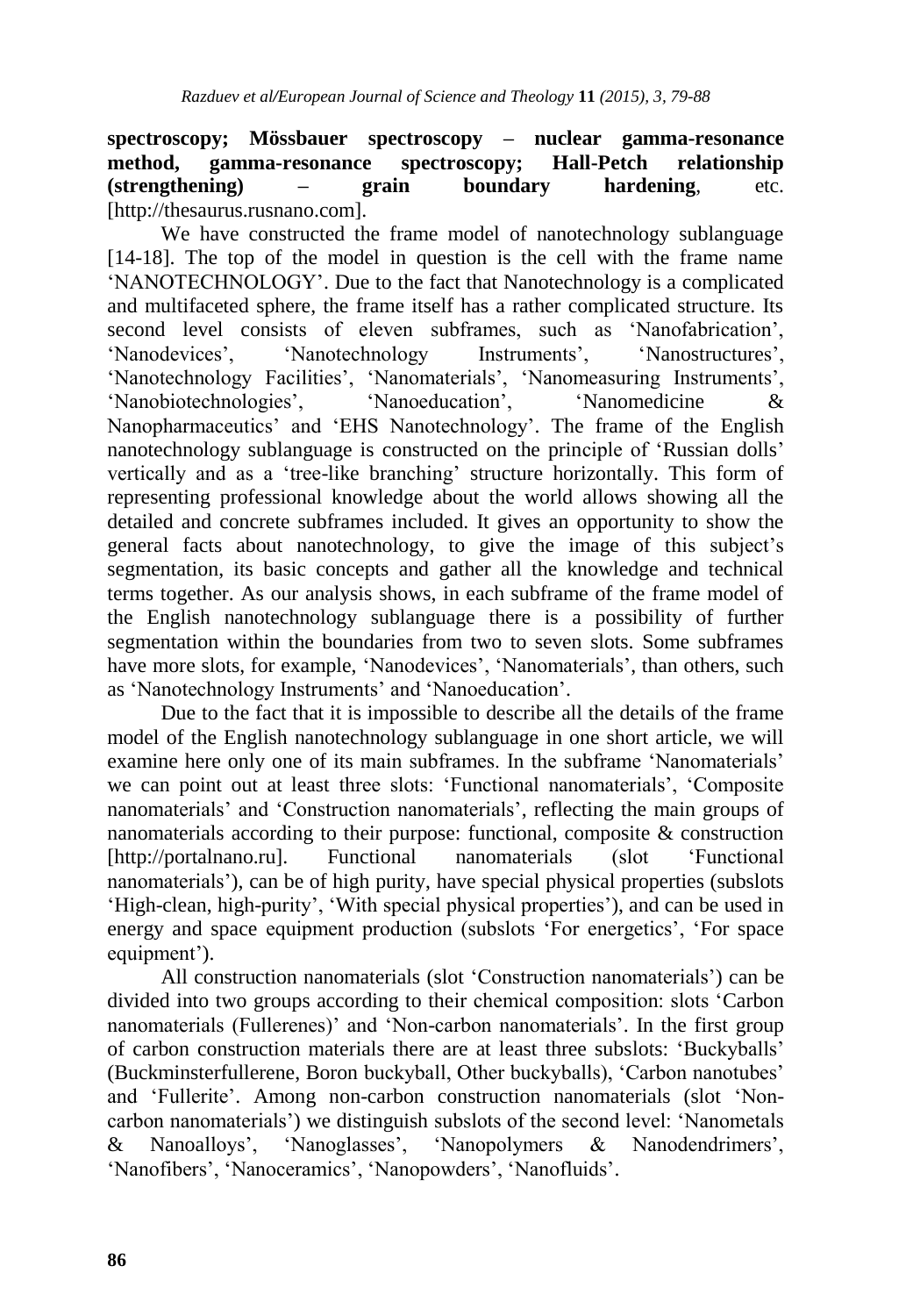**spectroscopy; Mössbauer spectroscopy – nuclear gamma-resonance method, gamma-resonance spectroscopy; Hall-Petch relationship (strengthening) – grain boundary hardening**, etc. [http://thesaurus.rusnano.com].

We have constructed the frame model of nanotechnology sublanguage [14-18]. The top of the model in question is the cell with the frame name 'NANOTECHNOLOGY'. Due to the fact that Nanotechnology is a complicated and multifaceted sphere, the frame itself has a rather complicated structure. Its second level consists of eleven subframes, such as 'Nanofabrication', 'Nanodevices', 'Nanotechnology Instruments', 'Nanostructures', 'Nanotechnology Facilities', 'Nanomaterials', 'Nanomeasuring Instruments', 'Nanobiotechnologies', 'Nanoeducation', 'Nanomedicine & Nanopharmaceutics' and 'EHS Nanotechnology'. The frame of the English nanotechnology sublanguage is constructed on the principle of 'Russian dolls' vertically and as a 'tree-like branching' structure horizontally. This form of representing professional knowledge about the world allows showing all the detailed and concrete subframes included. It gives an opportunity to show the general facts about nanotechnology, to give the image of this subject's segmentation, its basic concepts and gather all the knowledge and technical terms together. As our analysis shows, in each subframe of the frame model of the English nanotechnology sublanguage there is a possibility of further segmentation within the boundaries from two to seven slots. Some subframes have more slots, for example, 'Nanodevices', 'Nanomaterials', than others, such as 'Nanotechnology Instruments' and 'Nanoeducation'.

Due to the fact that it is impossible to describe all the details of the frame model of the English nanotechnology sublanguage in one short article, we will examine here only one of its main subframes. In the subframe 'Nanomaterials' we can point out at least three slots: 'Functional nanomaterials', 'Composite nanomaterials' and 'Construction nanomaterials', reflecting the main groups of nanomaterials according to their purpose: functional, composite & construction [http://portalnano.ru]. Functional nanomaterials (slot 'Functional nanomaterials'), can be of high purity, have special physical properties (subslots 'High-clean, high-purity', 'With special physical properties'), and can be used in energy and space equipment production (subslots 'For energetics', 'For space equipment').

All construction nanomaterials (slot 'Construction nanomaterials') can be divided into two groups according to their chemical composition: slots 'Carbon nanomaterials (Fullerenes)' and 'Non-carbon nanomaterials'. In the first group of carbon construction materials there are at least three subslots: 'Buckyballs' (Buckminsterfullerene, Boron buckyball, Other buckyballs), 'Carbon nanotubes' and 'Fullerite'. Among non-carbon construction nanomaterials (slot 'Non-carbon nanomaterials') we distinguish subslots of the second level: 'Nanometals & Nanoalloys', 'Nanoglasses', 'Nanopolymers & Nanodendrimers', 'Nanofibers', 'Nanoceramics', 'Nanopowders', 'Nanofluids'.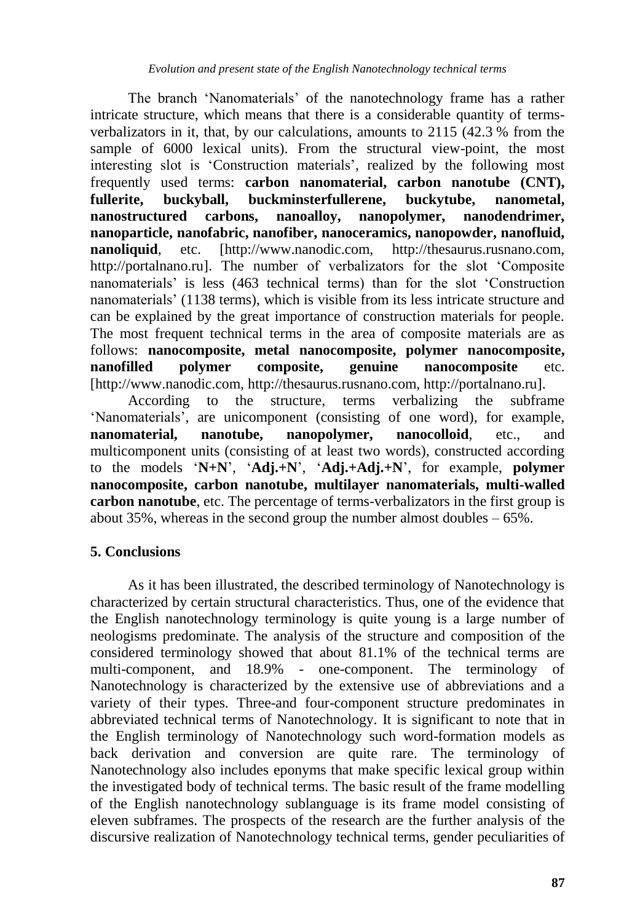The branch 'Nanomaterials' of the nanotechnology frame has a rather intricate structure, which means that there is a considerable quantity of terms-verbalizators in it, that, by our calculations, amounts to 2115 (42.3 % from the sample of 6000 lexical units). From the structural view-point, the most interesting slot is 'Construction materials', realized by the following most frequently used terms: **carbon nanomaterial, carbon nanotube (CNT), fullerite, buckyball, buckminsterfullerene, buckytube, nanometal, nanostructured carbons, nanoalloy, nanopolymer, nanodendrimer, nanoparticle, nanofabric, nanofiber, nanoceramics, nanopowder, nanofluid, nanoliquid**, etc. [http://www.nanodic.com, http://thesaurus.rusnano.com, http://portalnano.ru]. The number of verbalizators for the slot 'Composite nanomaterials' is less (463 technical terms) than for the slot 'Construction nanomaterials' (1138 terms), which is visible from its less intricate structure and can be explained by the great importance of construction materials for people. The most frequent technical terms in the area of composite materials are as follows: **nanocomposite, metal nanocomposite, polymer nanocomposite, nanofilled polymer composite, genuine nanocomposite** etc. [http://www.nanodic.com, http://thesaurus.rusnano.com, http://portalnano.ru].

According to the structure, terms verbalizing the subframe 'Nanomaterials', are unicomponent (consisting of one word), for example, **nanomaterial, nanotube, nanopolymer, nanocolloid**, etc., and multicomponent units (consisting of at least two words), constructed according to the models '**N+N**', '**Adj.+N**', '**Adj.+Adj.+N**', for example, **polymer nanocomposite, carbon nanotube, multilayer nanomaterials, multi-walled carbon nanotube**, etc. The percentage of terms-verbalizators in the first group is about 35%, whereas in the second group the number almost doubles – 65%.

## 5. Conclusions

As it has been illustrated, the described terminology of Nanotechnology is characterized by certain structural characteristics. Thus, one of the evidence that the English nanotechnology terminology is quite young is a large number of neologisms predominate. The analysis of the structure and composition of the considered terminology showed that about 81.1% of the technical terms are multi-component, and 18.9% - one-component. The terminology of Nanotechnology is characterized by the extensive use of abbreviations and a variety of their types. Three-and four-component structure predominates in abbreviated technical terms of Nanotechnology. It is significant to note that in the English terminology of Nanotechnology such word-formation models as back derivation and conversion are quite rare. The terminology of Nanotechnology also includes eponyms that make specific lexical group within the investigated body of technical terms. The basic result of the frame modelling of the English nanotechnology sublanguage is its frame model consisting of eleven subframes. The prospects of the research are the further analysis of the discursive realization of Nanotechnology technical terms, gender peculiarities of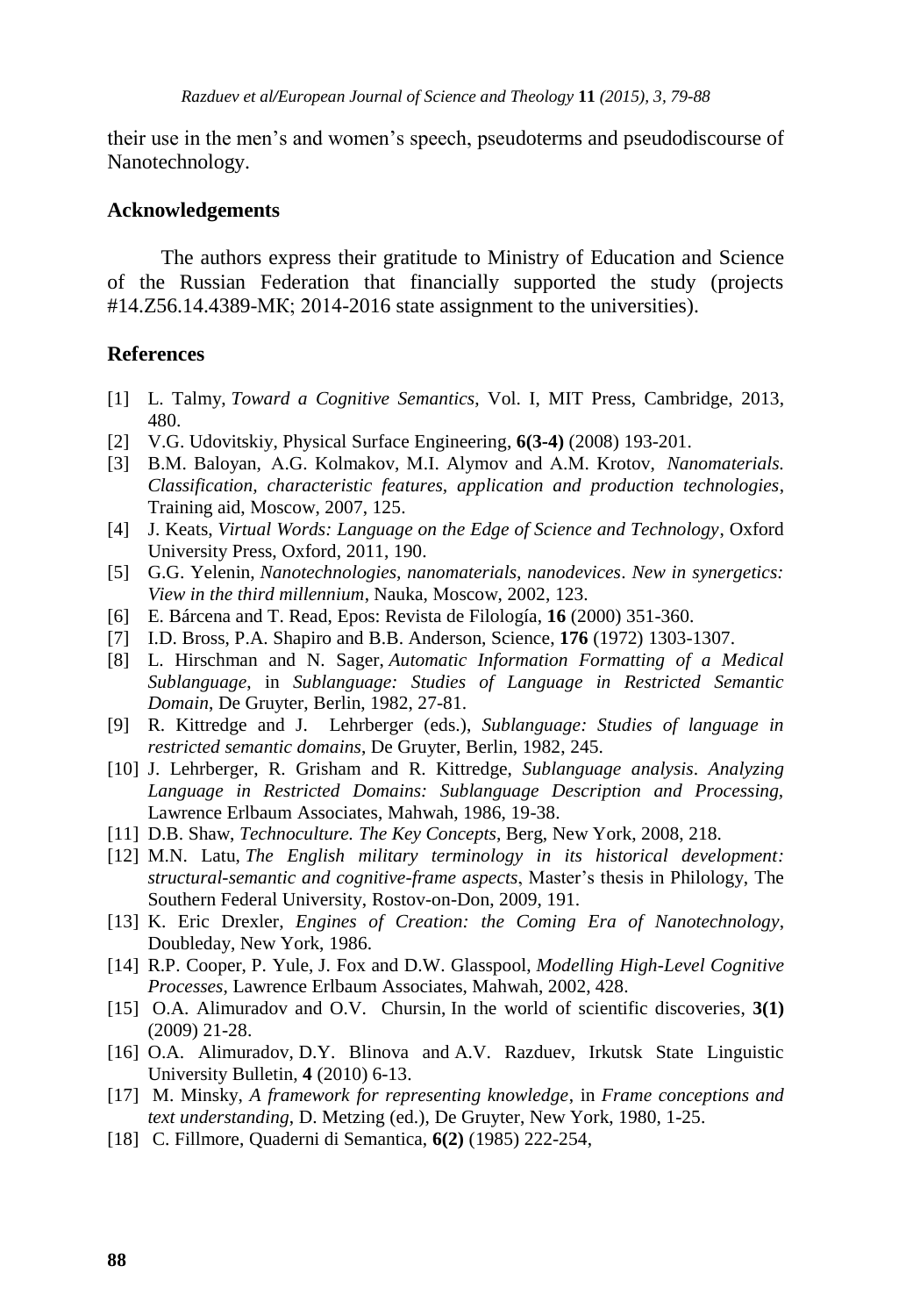their use in the men's and women's speech, pseudoterms and pseudodiscourse of Nanotechnology.

## Acknowledgements

The authors express their gratitude to Ministry of Education and Science of the Russian Federation that financially supported the study (projects #14.Z56.14.4389-MK; 2014-2016 state assignment to the universities).

## References

[1] L. Talmy, *Toward a Cognitive Semantics*, Vol. I, MIT Press, Cambridge, 2013, 480.

[2] V.G. Udovitskiy, Physical Surface Engineering, **6(3-4)** (2008) 193-201.

[3] B.M. Baloyan, A.G. Kolmakov, M.I. Alymov and A.M. Krotov, *Nanomaterials. Classification, characteristic features, application and production technologies*, Training aid, Moscow, 2007, 125.

[4] J. Keats, *Virtual Words: Language on the Edge of Science and Technology*, Oxford University Press, Oxford, 2011, 190.

[5] G.G. Yelenin, *Nanotechnologies, nanomaterials, nanodevices*. *New in synergetics: View in the third millennium*, Nauka, Moscow, 2002, 123.

[6] E. Bárcena and T. Read, Epos: Revista de Filología, **16** (2000) 351-360.

[7] I.D. Bross, P.A. Shapiro and B.B. Anderson, Science, **176** (1972) 1303-1307.

[8] L. Hirschman and N. Sager, *Automatic Information Formatting of a Medical Sublanguage*, in *Sublanguage: Studies of Language in Restricted Semantic Domain*, De Gruyter, Berlin, 1982, 27-81.

[9] R. Kittredge and J. Lehrberger (eds.), *Sublanguage: Studies of language in restricted semantic domains*, De Gruyter, Berlin, 1982, 245.

[10] J. Lehrberger, R. Grisham and R. Kittredge, *Sublanguage analysis*. *Analyzing Language in Restricted Domains: Sublanguage Description and Processing*, Lawrence Erlbaum Associates, Mahwah, 1986, 19-38.

[11] D.B. Shaw, *Technoculture. The Key Concepts*, Berg, New York, 2008, 218.

[12] M.N. Latu, *The English military terminology in its historical development: structural-semantic and cognitive-frame aspects*, Master's thesis in Philology, The Southern Federal University, Rostov-on-Don, 2009, 191.

[13] K. Eric Drexler, *Engines of Creation: the Coming Era of Nanotechnology*, Doubleday, New York, 1986.

[14] R.P. Cooper, P. Yule, J. Fox and D.W. Glasspool, *Modelling High-Level Cognitive Processes*, Lawrence Erlbaum Associates, Mahwah, 2002, 428.

[15] O.A. Alimuradov and O.V. Chursin, In the world of scientific discoveries, **3(1)** (2009) 21-28.

[16] O.A. Alimuradov, D.Y. Blinova and A.V. Razduev, Irkutsk State Linguistic University Bulletin, **4** (2010) 6-13.

[17] M. Minsky, *A framework for representing knowledge*, in *Frame conceptions and text understanding*, D. Metzing (ed.), De Gruyter, New York, 1980, 1-25.

[18] C. Fillmore, Quaderni di Semantica, **6(2)** (1985) 222-254,